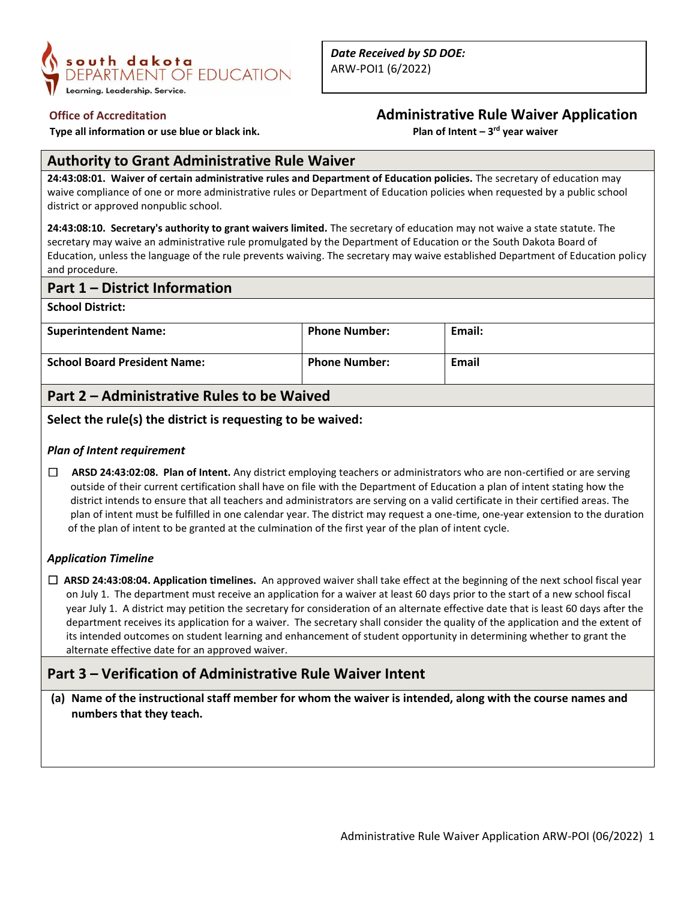south dakota DEPARTMENT OF EDUCATION
Learning. Leadership. Service.

*Date Received by SD DOE:*
ARW-POI1 (6/2022)

**Office of Accreditation**

**Type all information or use blue or black ink.**

# Administrative Rule Waiver Application

**Plan of Intent – 3rd year waiver**

## Authority to Grant Administrative Rule Waiver

**24:43:08:01. Waiver of certain administrative rules and Department of Education policies.** The secretary of education may waive compliance of one or more administrative rules or Department of Education policies when requested by a public school district or approved nonpublic school.

**24:43:08:10. Secretary's authority to grant waivers limited.** The secretary of education may not waive a state statute. The secretary may waive an administrative rule promulgated by the Department of Education or the South Dakota Board of Education, unless the language of the rule prevents waiving. The secretary may waive established Department of Education policy and procedure.

## Part 1 – District Information

**School District:**

| **Superintendent Name:** | **Phone Number:** | **Email:** |
|---|---|---|
| **School Board President Name:** | **Phone Number:** | **Email** |

## Part 2 – Administrative Rules to be Waived

**Select the rule(s) the district is requesting to be waived:**

***Plan of Intent requirement***

☐ **ARSD 24:43:02:08. Plan of Intent.** Any district employing teachers or administrators who are non-certified or are serving outside of their current certification shall have on file with the Department of Education a plan of intent stating how the district intends to ensure that all teachers and administrators are serving on a valid certificate in their certified areas. The plan of intent must be fulfilled in one calendar year. The district may request a one-time, one-year extension to the duration of the plan of intent to be granted at the culmination of the first year of the plan of intent cycle.

***Application Timeline***

☐ **ARSD 24:43:08:04. Application timelines.** An approved waiver shall take effect at the beginning of the next school fiscal year on July 1. The department must receive an application for a waiver at least 60 days prior to the start of a new school fiscal year July 1. A district may petition the secretary for consideration of an alternate effective date that is least 60 days after the department receives its application for a waiver. The secretary shall consider the quality of the application and the extent of its intended outcomes on student learning and enhancement of student opportunity in determining whether to grant the alternate effective date for an approved waiver.

## Part 3 – Verification of Administrative Rule Waiver Intent

**(a) Name of the instructional staff member for whom the waiver is intended, along with the course names and numbers that they teach.**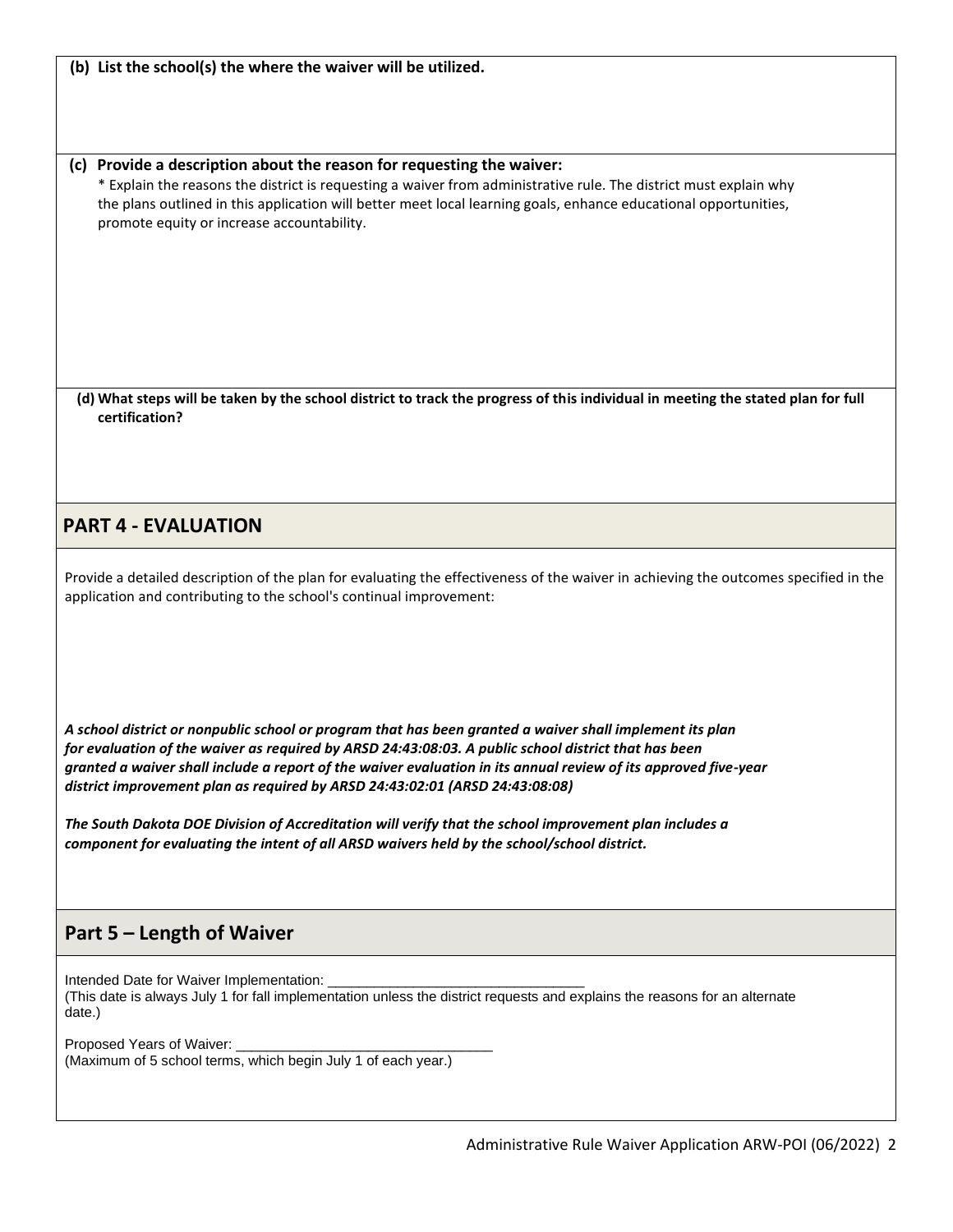**(b) List the school(s) the where the waiver will be utilized.**

**(c) Provide a description about the reason for requesting the waiver:**

* Explain the reasons the district is requesting a waiver from administrative rule. The district must explain why the plans outlined in this application will better meet local learning goals, enhance educational opportunities, promote equity or increase accountability.

**(d) What steps will be taken by the school district to track the progress of this individual in meeting the stated plan for full certification?**

## PART 4 - EVALUATION

Provide a detailed description of the plan for evaluating the effectiveness of the waiver in achieving the outcomes specified in the application and contributing to the school's continual improvement:

***A school district or nonpublic school or program that has been granted a waiver shall implement its plan for evaluation of the waiver as required by ARSD 24:43:08:03. A public school district that has been granted a waiver shall include a report of the waiver evaluation in its annual review of its approved five-year district improvement plan as required by ARSD 24:43:02:01 (ARSD 24:43:08:08)***

***The South Dakota DOE Division of Accreditation will verify that the school improvement plan includes a component for evaluating the intent of all ARSD waivers held by the school/school district.***

## Part 5 – Length of Waiver

Intended Date for Waiver Implementation: ________________________________
(This date is always July 1 for fall implementation unless the district requests and explains the reasons for an alternate date.)

Proposed Years of Waiver: ________________________________
(Maximum of 5 school terms, which begin July 1 of each year.)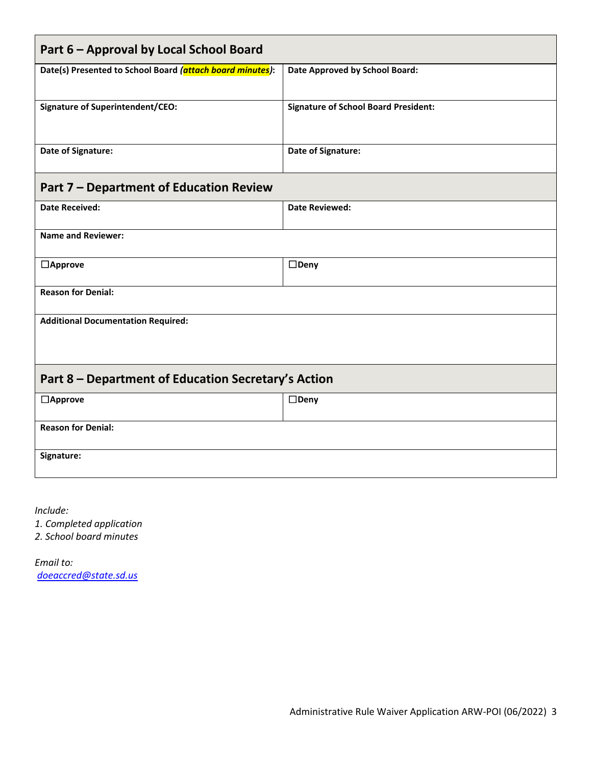## Part 6 – Approval by Local School Board

| | |
|---|---|
| **Date(s) Presented to School Board *(attach board minutes)*:** | **Date Approved by School Board:** |
| **Signature of Superintendent/CEO:** | **Signature of School Board President:** |
| **Date of Signature:** | **Date of Signature:** |

## Part 7 – Department of Education Review

| | |
|---|---|
| **Date Received:** | **Date Reviewed:** |
| **Name and Reviewer:** | |
| ☐**Approve** | ☐**Deny** |
| **Reason for Denial:** | |
| **Additional Documentation Required:** | |

## Part 8 – Department of Education Secretary's Action

| | |
|---|---|
| ☐**Approve** | ☐**Deny** |
| **Reason for Denial:** | |
| **Signature:** | |

*Include:*
*1. Completed application*
*2. School board minutes*

*Email to:*
*doeaccred@state.sd.us*

Administrative Rule Waiver Application ARW-POI (06/2022)